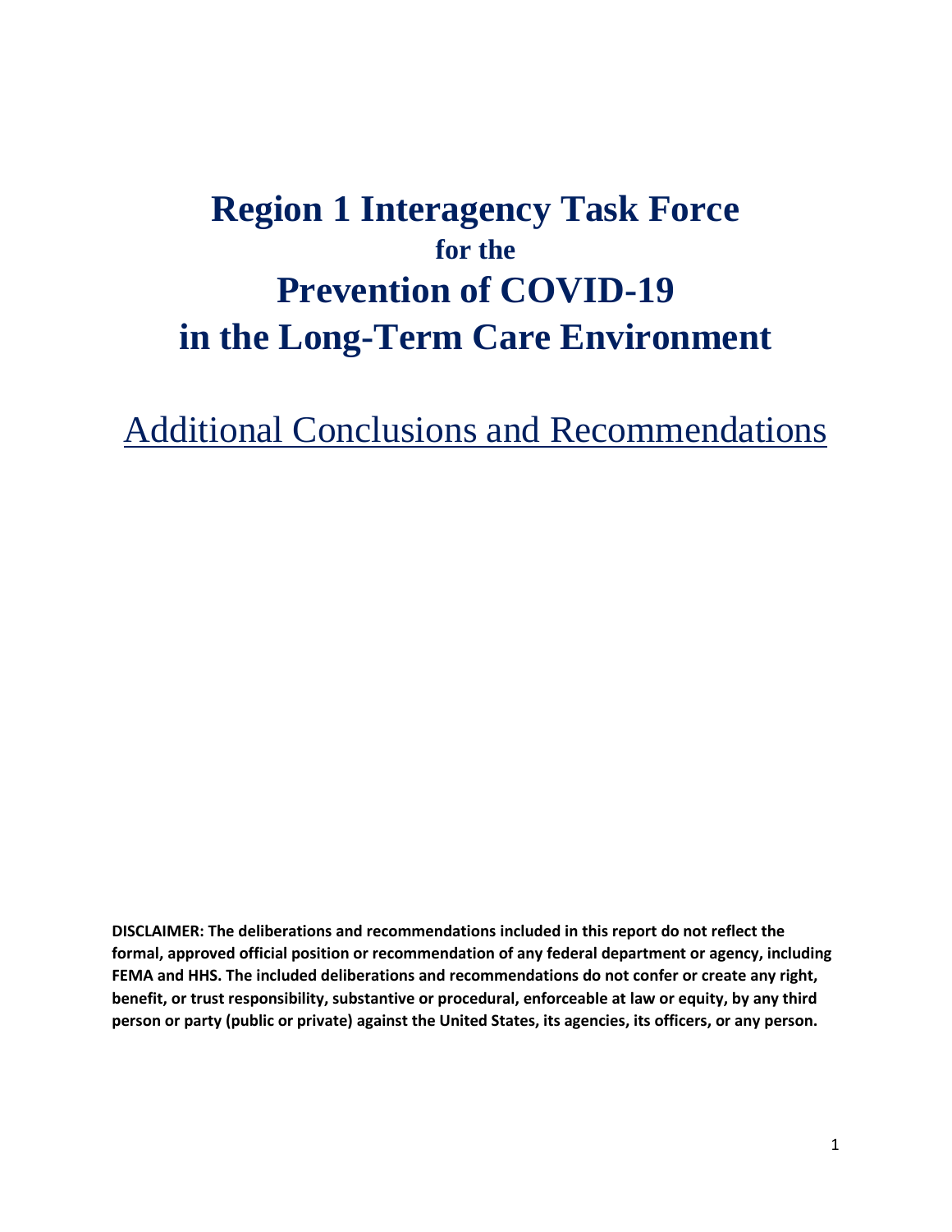# Region 1 Interagency Task Force
## for the
# Prevention of COVID-19
# in the Long-Term Care Environment

## Additional Conclusions and Recommendations

**DISCLAIMER: The deliberations and recommendations included in this report do not reflect the formal, approved official position or recommendation of any federal department or agency, including FEMA and HHS. The included deliberations and recommendations do not confer or create any right, benefit, or trust responsibility, substantive or procedural, enforceable at law or equity, by any third person or party (public or private) against the United States, its agencies, its officers, or any person.**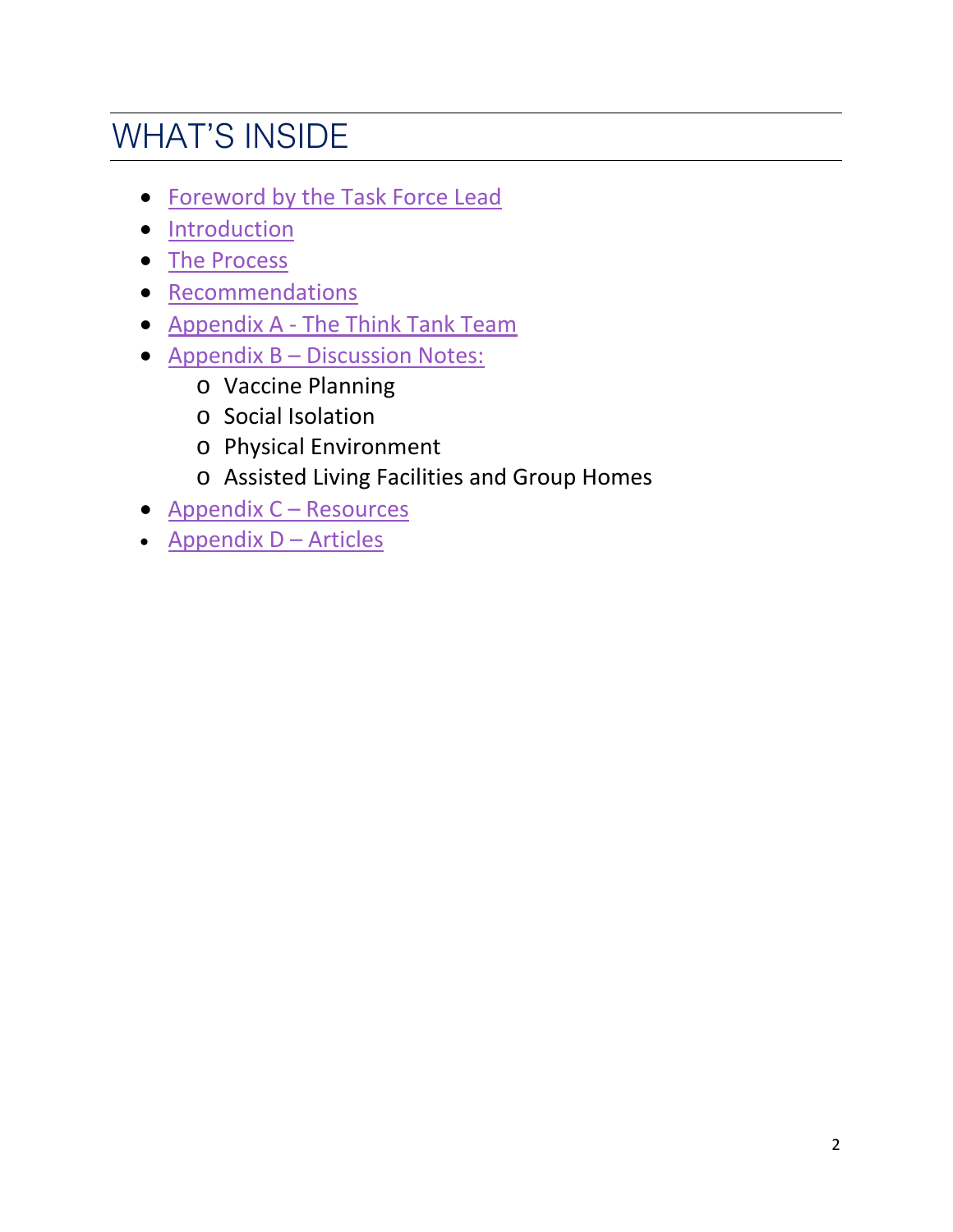# WHAT'S INSIDE

- Foreword by the Task Force Lead
- Introduction
- The Process
- Recommendations
- Appendix A - The Think Tank Team
- Appendix B – Discussion Notes:
    - Vaccine Planning
    - Social Isolation
    - Physical Environment
    - Assisted Living Facilities and Group Homes
- Appendix C – Resources
- Appendix D – Articles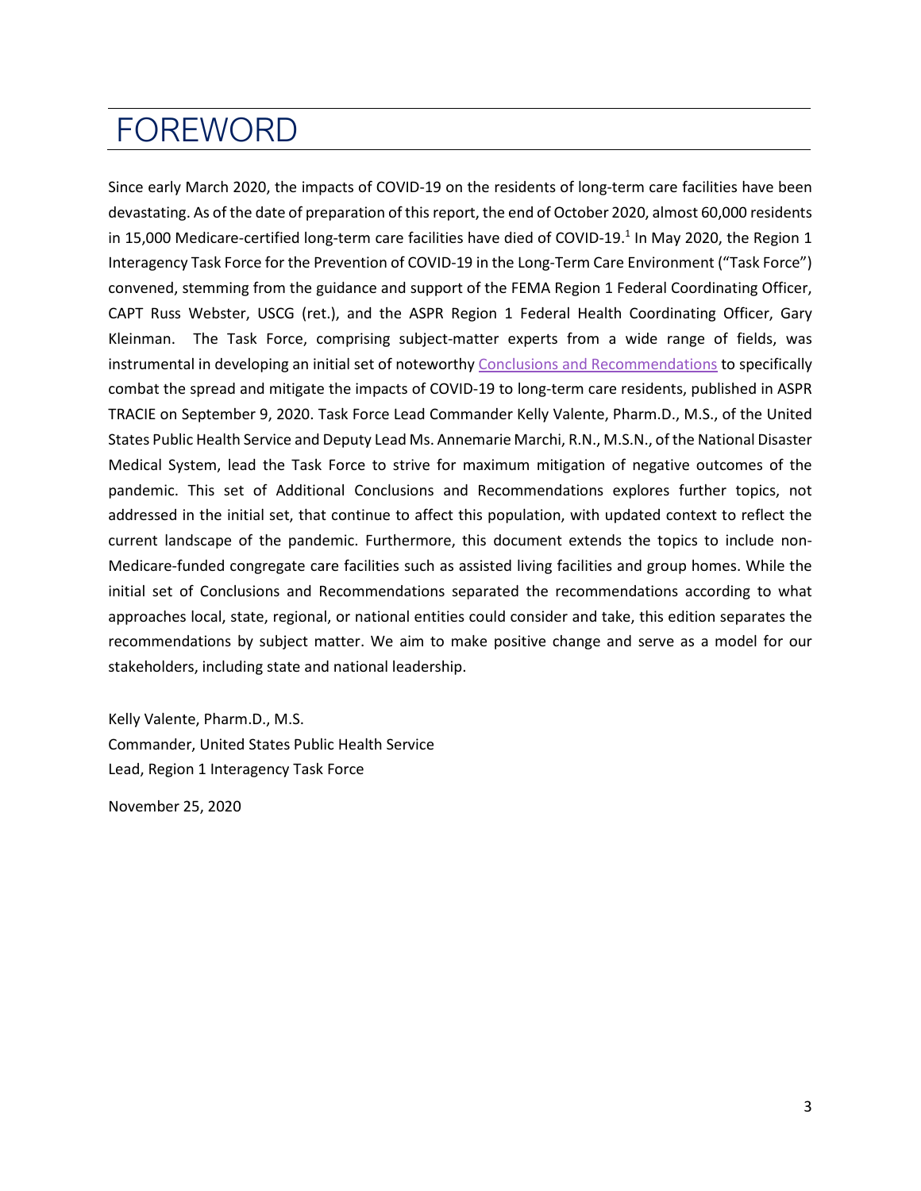# FOREWORD

Since early March 2020, the impacts of COVID-19 on the residents of long-term care facilities have been devastating. As of the date of preparation of this report, the end of October 2020, almost 60,000 residents in 15,000 Medicare-certified long-term care facilities have died of COVID-19.[1] In May 2020, the Region 1 Interagency Task Force for the Prevention of COVID-19 in the Long-Term Care Environment ("Task Force") convened, stemming from the guidance and support of the FEMA Region 1 Federal Coordinating Officer, CAPT Russ Webster, USCG (ret.), and the ASPR Region 1 Federal Health Coordinating Officer, Gary Kleinman. The Task Force, comprising subject-matter experts from a wide range of fields, was instrumental in developing an initial set of noteworthy Conclusions and Recommendations to specifically combat the spread and mitigate the impacts of COVID-19 to long-term care residents, published in ASPR TRACIE on September 9, 2020. Task Force Lead Commander Kelly Valente, Pharm.D., M.S., of the United States Public Health Service and Deputy Lead Ms. Annemarie Marchi, R.N., M.S.N., of the National Disaster Medical System, lead the Task Force to strive for maximum mitigation of negative outcomes of the pandemic. This set of Additional Conclusions and Recommendations explores further topics, not addressed in the initial set, that continue to affect this population, with updated context to reflect the current landscape of the pandemic. Furthermore, this document extends the topics to include non-Medicare-funded congregate care facilities such as assisted living facilities and group homes. While the initial set of Conclusions and Recommendations separated the recommendations according to what approaches local, state, regional, or national entities could consider and take, this edition separates the recommendations by subject matter. We aim to make positive change and serve as a model for our stakeholders, including state and national leadership.

Kelly Valente, Pharm.D., M.S.
Commander, United States Public Health Service
Lead, Region 1 Interagency Task Force

November 25, 2020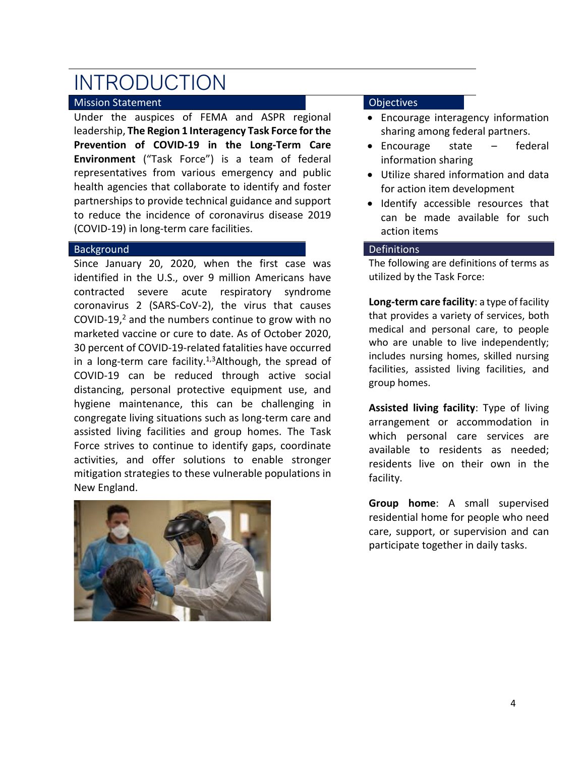# INTRODUCTION

## Mission Statement

Under the auspices of FEMA and ASPR regional leadership, **The Region 1 Interagency Task Force for the Prevention of COVID-19 in the Long-Term Care Environment** ("Task Force") is a team of federal representatives from various emergency and public health agencies that collaborate to identify and foster partnerships to provide technical guidance and support to reduce the incidence of coronavirus disease 2019 (COVID-19) in long-term care facilities.

## Background

Since January 20, 2020, when the first case was identified in the U.S., over 9 million Americans have contracted severe acute respiratory syndrome coronavirus 2 (SARS-CoV-2), the virus that causes COVID-19,[2] and the numbers continue to grow with no marketed vaccine or cure to date. As of October 2020, 30 percent of COVID-19-related fatalities have occurred in a long-term care facility.[1,3]Although, the spread of COVID-19 can be reduced through active social distancing, personal protective equipment use, and hygiene maintenance, this can be challenging in congregate living situations such as long-term care and assisted living facilities and group homes. The Task Force strives to continue to identify gaps, coordinate activities, and offer solutions to enable stronger mitigation strategies to these vulnerable populations in New England.

## Objectives

- Encourage interagency information sharing among federal partners.
- Encourage state – federal information sharing
- Utilize shared information and data for action item development
- Identify accessible resources that can be made available for such action items

## Definitions

The following are definitions of terms as utilized by the Task Force:

**Long-term care facility**: a type of facility that provides a variety of services, both medical and personal care, to people who are unable to live independently; includes nursing homes, skilled nursing facilities, assisted living facilities, and group homes.

**Assisted living facility**: Type of living arrangement or accommodation in which personal care services are available to residents as needed; residents live on their own in the facility.

**Group home**: A small supervised residential home for people who need care, support, or supervision and can participate together in daily tasks.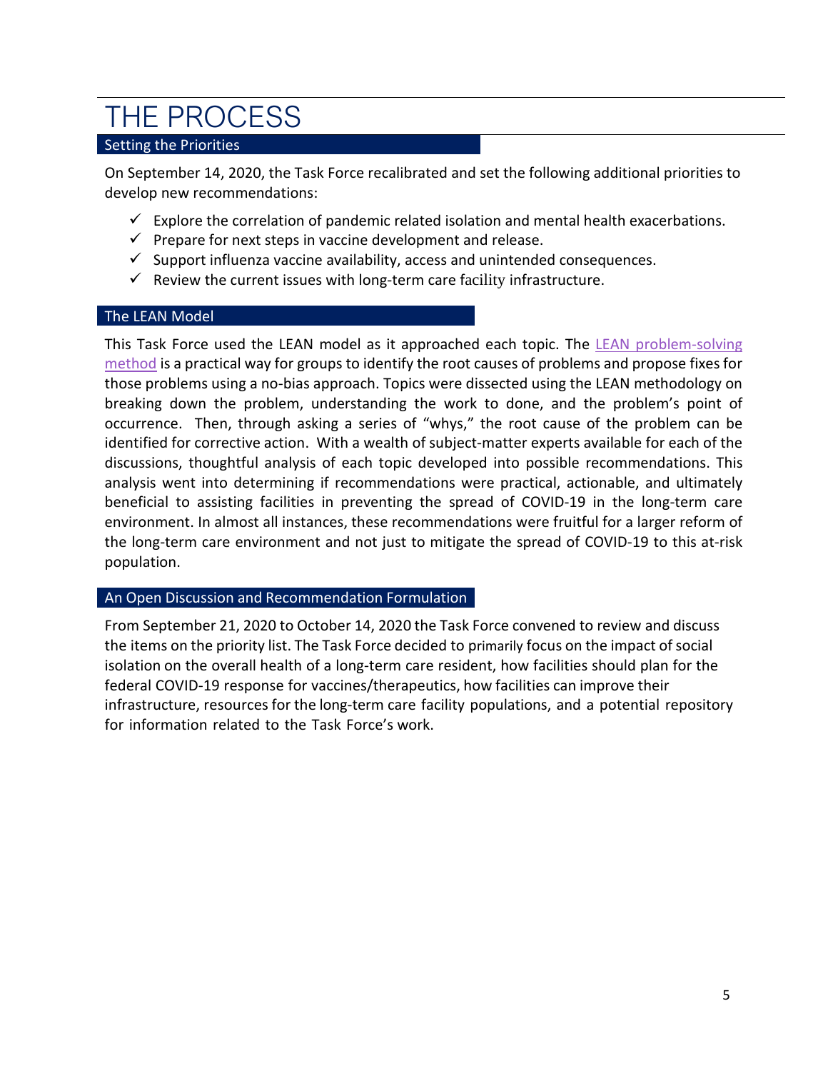# THE PROCESS

## Setting the Priorities

On September 14, 2020, the Task Force recalibrated and set the following additional priorities to develop new recommendations:

- ✓ Explore the correlation of pandemic related isolation and mental health exacerbations.
- ✓ Prepare for next steps in vaccine development and release.
- ✓ Support influenza vaccine availability, access and unintended consequences.
- ✓ Review the current issues with long-term care facility infrastructure.

## The LEAN Model

This Task Force used the LEAN model as it approached each topic. The LEAN problem-solving method is a practical way for groups to identify the root causes of problems and propose fixes for those problems using a no-bias approach. Topics were dissected using the LEAN methodology on breaking down the problem, understanding the work to done, and the problem's point of occurrence. Then, through asking a series of "whys," the root cause of the problem can be identified for corrective action. With a wealth of subject-matter experts available for each of the discussions, thoughtful analysis of each topic developed into possible recommendations. This analysis went into determining if recommendations were practical, actionable, and ultimately beneficial to assisting facilities in preventing the spread of COVID-19 in the long-term care environment. In almost all instances, these recommendations were fruitful for a larger reform of the long-term care environment and not just to mitigate the spread of COVID-19 to this at-risk population.

## An Open Discussion and Recommendation Formulation

From September 21, 2020 to October 14, 2020 the Task Force convened to review and discuss the items on the priority list. The Task Force decided to primarily focus on the impact of social isolation on the overall health of a long-term care resident, how facilities should plan for the federal COVID-19 response for vaccines/therapeutics, how facilities can improve their infrastructure, resources for the long-term care facility populations, and a potential repository for information related to the Task Force's work.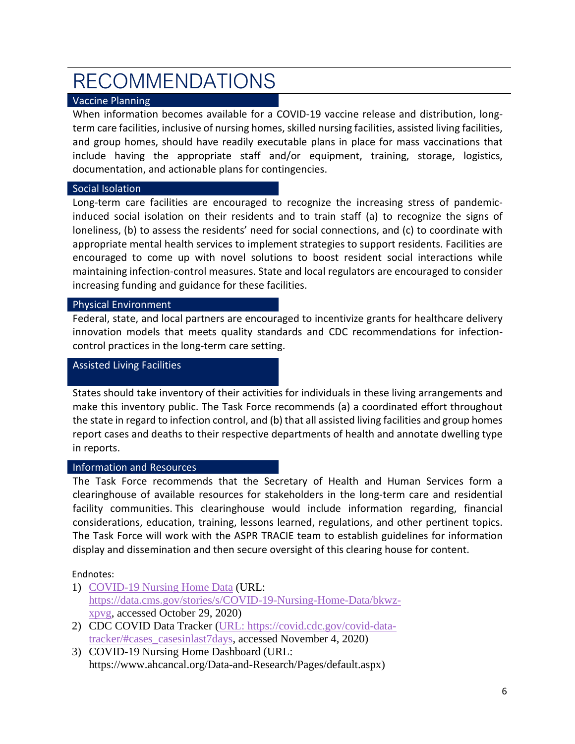# RECOMMENDATIONS

## Vaccine Planning

When information becomes available for a COVID-19 vaccine release and distribution, long-term care facilities, inclusive of nursing homes, skilled nursing facilities, assisted living facilities, and group homes, should have readily executable plans in place for mass vaccinations that include having the appropriate staff and/or equipment, training, storage, logistics, documentation, and actionable plans for contingencies.

## Social Isolation

Long-term care facilities are encouraged to recognize the increasing stress of pandemic-induced social isolation on their residents and to train staff (a) to recognize the signs of loneliness, (b) to assess the residents' need for social connections, and (c) to coordinate with appropriate mental health services to implement strategies to support residents. Facilities are encouraged to come up with novel solutions to boost resident social interactions while maintaining infection-control measures. State and local regulators are encouraged to consider increasing funding and guidance for these facilities.

## Physical Environment

Federal, state, and local partners are encouraged to incentivize grants for healthcare delivery innovation models that meets quality standards and CDC recommendations for infection-control practices in the long-term care setting.

## Assisted Living Facilities

States should take inventory of their activities for individuals in these living arrangements and make this inventory public. The Task Force recommends (a) a coordinated effort throughout the state in regard to infection control, and (b) that all assisted living facilities and group homes report cases and deaths to their respective departments of health and annotate dwelling type in reports.

## Information and Resources

The Task Force recommends that the Secretary of Health and Human Services form a clearinghouse of available resources for stakeholders in the long-term care and residential facility communities. This clearinghouse would include information regarding, financial considerations, education, training, lessons learned, regulations, and other pertinent topics. The Task Force will work with the ASPR TRACIE team to establish guidelines for information display and dissemination and then secure oversight of this clearing house for content.

Endnotes:

1) COVID-19 Nursing Home Data (URL: https://data.cms.gov/stories/s/COVID-19-Nursing-Home-Data/bkwz-xpvg, accessed October 29, 2020)
2) CDC COVID Data Tracker (URL: https://covid.cdc.gov/covid-data-tracker/#cases_casesinlast7days, accessed November 4, 2020)
3) COVID-19 Nursing Home Dashboard (URL: https://www.ahcancal.org/Data-and-Research/Pages/default.aspx)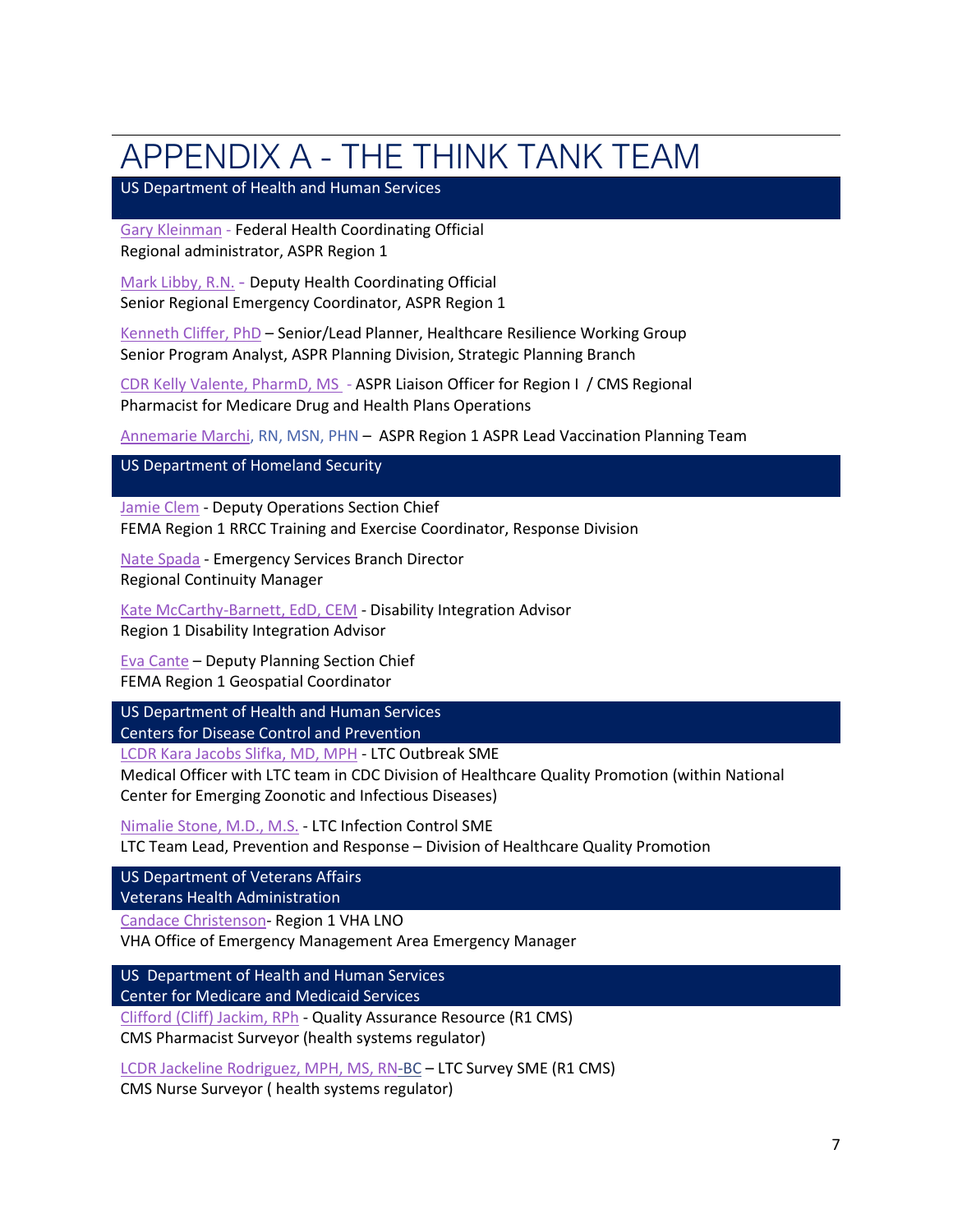# APPENDIX A - THE THINK TANK TEAM

## US Department of Health and Human Services

Gary Kleinman - Federal Health Coordinating Official
Regional administrator, ASPR Region 1

Mark Libby, R.N. - Deputy Health Coordinating Official
Senior Regional Emergency Coordinator, ASPR Region 1

Kenneth Cliffer, PhD – Senior/Lead Planner, Healthcare Resilience Working Group
Senior Program Analyst, ASPR Planning Division, Strategic Planning Branch

CDR Kelly Valente, PharmD, MS - ASPR Liaison Officer for Region I / CMS Regional Pharmacist for Medicare Drug and Health Plans Operations

Annemarie Marchi, RN, MSN, PHN – ASPR Region 1 ASPR Lead Vaccination Planning Team

## US Department of Homeland Security

Jamie Clem - Deputy Operations Section Chief
FEMA Region 1 RRCC Training and Exercise Coordinator, Response Division

Nate Spada - Emergency Services Branch Director
Regional Continuity Manager

Kate McCarthy-Barnett, EdD, CEM - Disability Integration Advisor
Region 1 Disability Integration Advisor

Eva Cante – Deputy Planning Section Chief
FEMA Region 1 Geospatial Coordinator

## US Department of Health and Human Services
## Centers for Disease Control and Prevention

LCDR Kara Jacobs Slifka, MD, MPH - LTC Outbreak SME
Medical Officer with LTC team in CDC Division of Healthcare Quality Promotion (within National Center for Emerging Zoonotic and Infectious Diseases)

Nimalie Stone, M.D., M.S. - LTC Infection Control SME
LTC Team Lead, Prevention and Response – Division of Healthcare Quality Promotion

## US Department of Veterans Affairs
## Veterans Health Administration

Candace Christenson- Region 1 VHA LNO
VHA Office of Emergency Management Area Emergency Manager

## US Department of Health and Human Services
## Center for Medicare and Medicaid Services

Clifford (Cliff) Jackim, RPh - Quality Assurance Resource (R1 CMS)
CMS Pharmacist Surveyor (health systems regulator)

LCDR Jackeline Rodriguez, MPH, MS, RN-BC – LTC Survey SME (R1 CMS)
CMS Nurse Surveyor ( health systems regulator)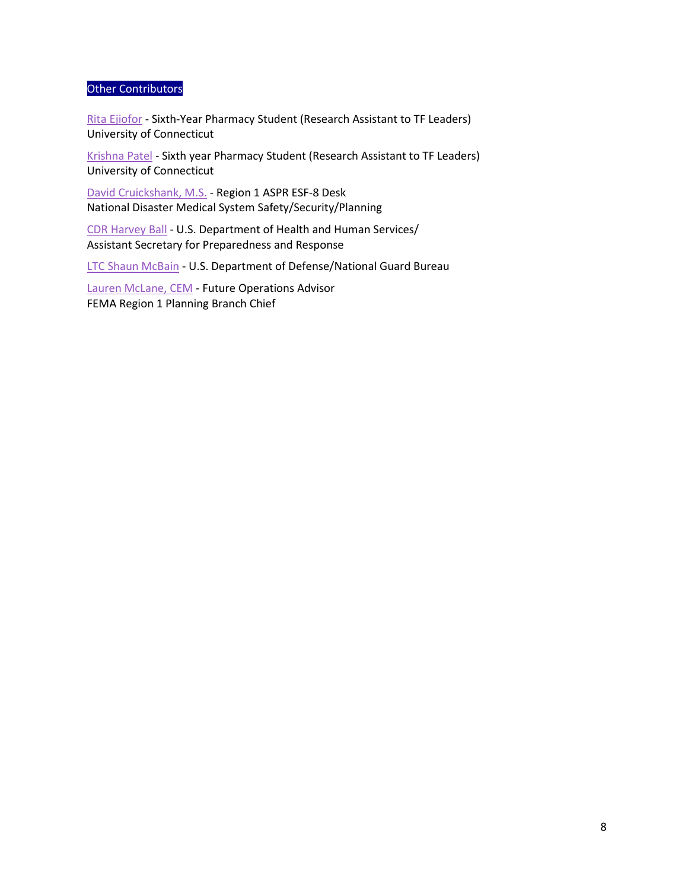## Other Contributors

Rita Ejiofor - Sixth-Year Pharmacy Student (Research Assistant to TF Leaders)
University of Connecticut

Krishna Patel - Sixth year Pharmacy Student (Research Assistant to TF Leaders)
University of Connecticut

David Cruickshank, M.S. - Region 1 ASPR ESF-8 Desk
National Disaster Medical System Safety/Security/Planning

CDR Harvey Ball - U.S. Department of Health and Human Services/
Assistant Secretary for Preparedness and Response

LTC Shaun McBain - U.S. Department of Defense/National Guard Bureau

Lauren McLane, CEM - Future Operations Advisor
FEMA Region 1 Planning Branch Chief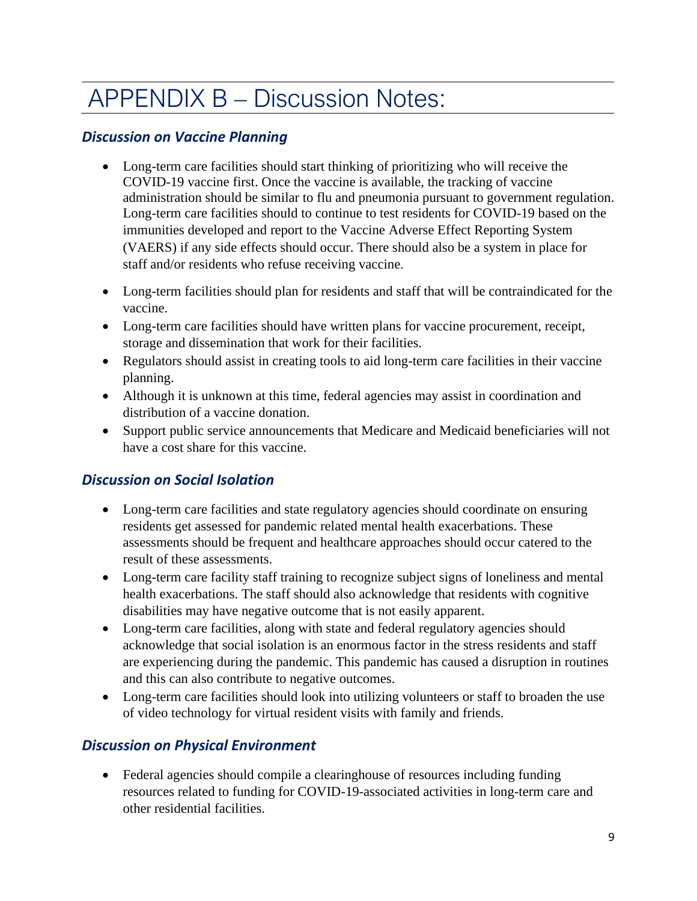# APPENDIX B – Discussion Notes:

### *Discussion on Vaccine Planning*

- Long-term care facilities should start thinking of prioritizing who will receive the COVID-19 vaccine first. Once the vaccine is available, the tracking of vaccine administration should be similar to flu and pneumonia pursuant to government regulation. Long-term care facilities should to continue to test residents for COVID-19 based on the immunities developed and report to the Vaccine Adverse Effect Reporting System (VAERS) if any side effects should occur. There should also be a system in place for staff and/or residents who refuse receiving vaccine.
- Long-term facilities should plan for residents and staff that will be contraindicated for the vaccine.
- Long-term care facilities should have written plans for vaccine procurement, receipt, storage and dissemination that work for their facilities.
- Regulators should assist in creating tools to aid long-term care facilities in their vaccine planning.
- Although it is unknown at this time, federal agencies may assist in coordination and distribution of a vaccine donation.
- Support public service announcements that Medicare and Medicaid beneficiaries will not have a cost share for this vaccine.

### *Discussion on Social Isolation*

- Long-term care facilities and state regulatory agencies should coordinate on ensuring residents get assessed for pandemic related mental health exacerbations. These assessments should be frequent and healthcare approaches should occur catered to the result of these assessments.
- Long-term care facility staff training to recognize subject signs of loneliness and mental health exacerbations. The staff should also acknowledge that residents with cognitive disabilities may have negative outcome that is not easily apparent.
- Long-term care facilities, along with state and federal regulatory agencies should acknowledge that social isolation is an enormous factor in the stress residents and staff are experiencing during the pandemic. This pandemic has caused a disruption in routines and this can also contribute to negative outcomes.
- Long-term care facilities should look into utilizing volunteers or staff to broaden the use of video technology for virtual resident visits with family and friends.

### *Discussion on Physical Environment*

- Federal agencies should compile a clearinghouse of resources including funding resources related to funding for COVID-19-associated activities in long-term care and other residential facilities.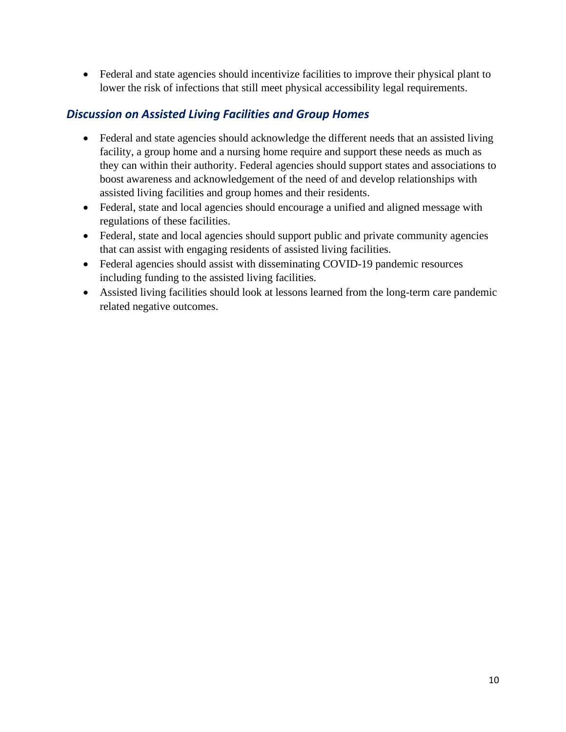- Federal and state agencies should incentivize facilities to improve their physical plant to lower the risk of infections that still meet physical accessibility legal requirements.

### *Discussion on Assisted Living Facilities and Group Homes*

- Federal and state agencies should acknowledge the different needs that an assisted living facility, a group home and a nursing home require and support these needs as much as they can within their authority. Federal agencies should support states and associations to boost awareness and acknowledgement of the need of and develop relationships with assisted living facilities and group homes and their residents.
- Federal, state and local agencies should encourage a unified and aligned message with regulations of these facilities.
- Federal, state and local agencies should support public and private community agencies that can assist with engaging residents of assisted living facilities.
- Federal agencies should assist with disseminating COVID-19 pandemic resources including funding to the assisted living facilities.
- Assisted living facilities should look at lessons learned from the long-term care pandemic related negative outcomes.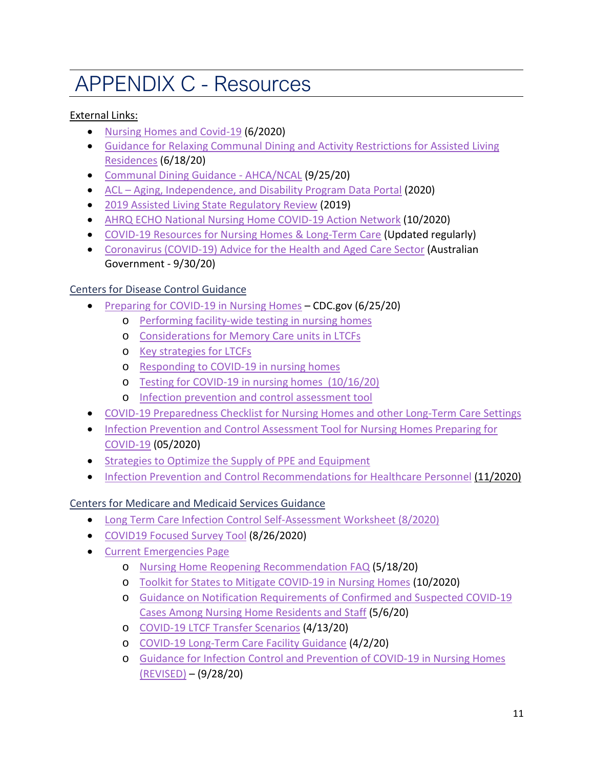# APPENDIX C - Resources

External Links:

- Nursing Homes and Covid-19 (6/2020)
- Guidance for Relaxing Communal Dining and Activity Restrictions for Assisted Living Residences (6/18/20)
- Communal Dining Guidance - AHCA/NCAL (9/25/20)
- ACL – Aging, Independence, and Disability Program Data Portal (2020)
- 2019 Assisted Living State Regulatory Review (2019)
- AHRQ ECHO National Nursing Home COVID-19 Action Network (10/2020)
- COVID-19 Resources for Nursing Homes & Long-Term Care (Updated regularly)
- Coronavirus (COVID-19) Advice for the Health and Aged Care Sector (Australian Government - 9/30/20)

Centers for Disease Control Guidance

- Preparing for COVID-19 in Nursing Homes – CDC.gov (6/25/20)
  - Performing facility-wide testing in nursing homes
  - Considerations for Memory Care units in LTCFs
  - Key strategies for LTCFs
  - Responding to COVID-19 in nursing homes
  - Testing for COVID-19 in nursing homes (10/16/20)
  - Infection prevention and control assessment tool
- COVID-19 Preparedness Checklist for Nursing Homes and other Long-Term Care Settings
- Infection Prevention and Control Assessment Tool for Nursing Homes Preparing for COVID-19 (05/2020)
- Strategies to Optimize the Supply of PPE and Equipment
- Infection Prevention and Control Recommendations for Healthcare Personnel (11/2020)

Centers for Medicare and Medicaid Services Guidance

- Long Term Care Infection Control Self-Assessment Worksheet (8/2020)
- COVID19 Focused Survey Tool (8/26/2020)
- Current Emergencies Page
  - Nursing Home Reopening Recommendation FAQ (5/18/20)
  - Toolkit for States to Mitigate COVID-19 in Nursing Homes (10/2020)
  - Guidance on Notification Requirements of Confirmed and Suspected COVID-19 Cases Among Nursing Home Residents and Staff (5/6/20)
  - COVID-19 LTCF Transfer Scenarios (4/13/20)
  - COVID-19 Long-Term Care Facility Guidance (4/2/20)
  - Guidance for Infection Control and Prevention of COVID-19 in Nursing Homes (REVISED) – (9/28/20)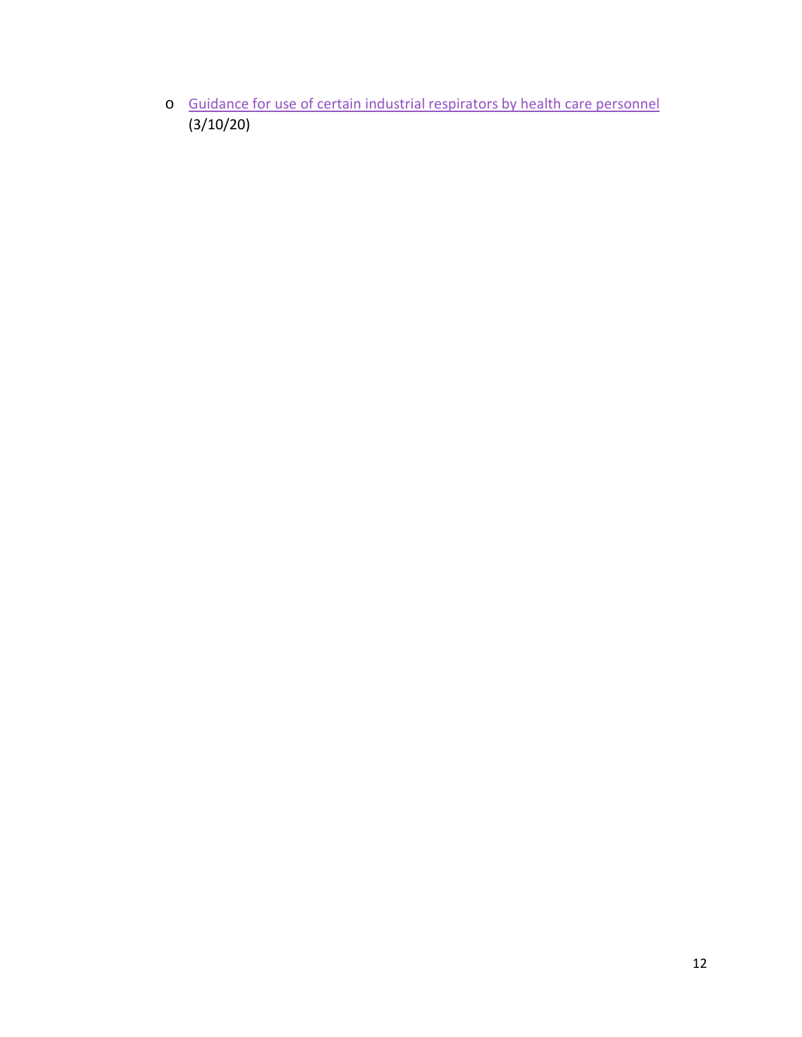- Guidance for use of certain industrial respirators by health care personnel (3/10/20)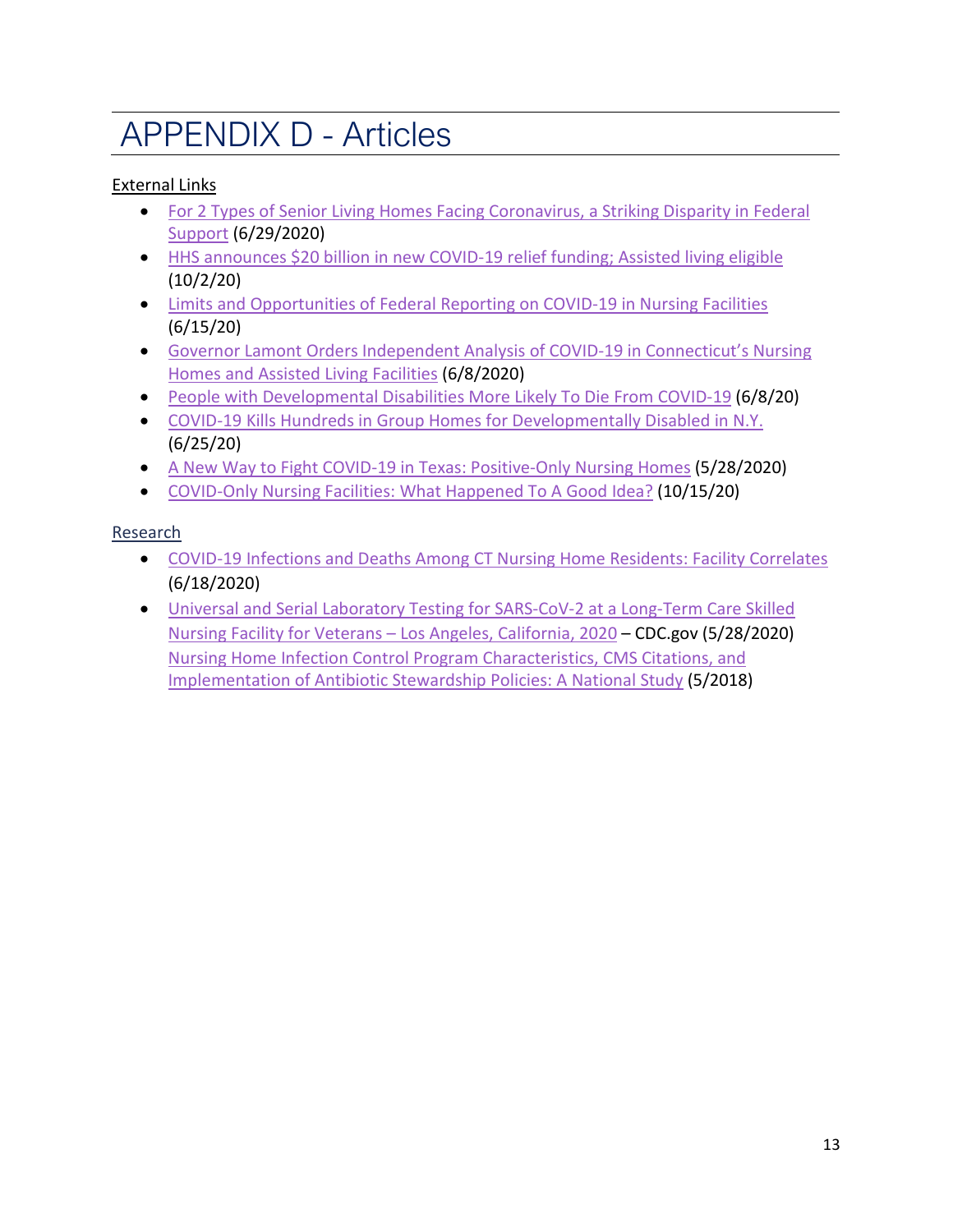# APPENDIX D - Articles

External Links

- For 2 Types of Senior Living Homes Facing Coronavirus, a Striking Disparity in Federal Support (6/29/2020)
- HHS announces $20 billion in new COVID-19 relief funding; Assisted living eligible (10/2/20)
- Limits and Opportunities of Federal Reporting on COVID-19 in Nursing Facilities (6/15/20)
- Governor Lamont Orders Independent Analysis of COVID-19 in Connecticut's Nursing Homes and Assisted Living Facilities (6/8/2020)
- People with Developmental Disabilities More Likely To Die From COVID-19 (6/8/20)
- COVID-19 Kills Hundreds in Group Homes for Developmentally Disabled in N.Y. (6/25/20)
- A New Way to Fight COVID-19 in Texas: Positive-Only Nursing Homes (5/28/2020)
- COVID-Only Nursing Facilities: What Happened To A Good Idea? (10/15/20)

Research

- COVID-19 Infections and Deaths Among CT Nursing Home Residents: Facility Correlates (6/18/2020)
- Universal and Serial Laboratory Testing for SARS-CoV-2 at a Long-Term Care Skilled Nursing Facility for Veterans – Los Angeles, California, 2020 – CDC.gov (5/28/2020)
  Nursing Home Infection Control Program Characteristics, CMS Citations, and Implementation of Antibiotic Stewardship Policies: A National Study (5/2018)